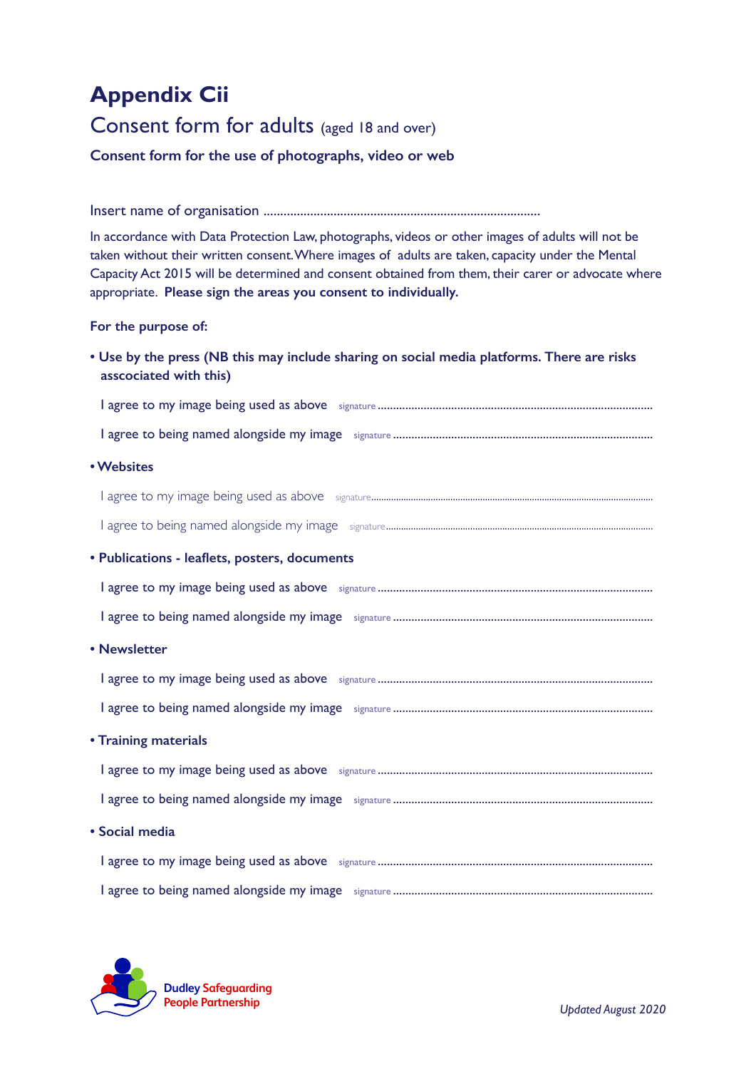# Appendix Cii

## Consent form for adults (aged 18 and over)

**Consent form for the use of photographs, video or web**

Insert name of organisation ..................................................................................

In accordance with Data Protection Law, photographs, videos or other images of adults will not be taken without their written consent. Where images of adults are taken, capacity under the Mental Capacity Act 2015 will be determined and consent obtained from them, their carer or advocate where appropriate. **Please sign the areas you consent to individually.**

**For the purpose of:**

- **Use by the press (NB this may include sharing on social media platforms. There are risks asscociated with this)**

  I agree to my image being used as above signature ..........................................................................................

  I agree to being named alongside my image signature ....................................................................................

- **Websites**

  I agree to my image being used as above signature..........................................................................................

  I agree to being named alongside my image signature....................................................................................

- **Publications - leaflets, posters, documents**

  I agree to my image being used as above signature ..........................................................................................

  I agree to being named alongside my image signature ....................................................................................

- **Newsletter**

  I agree to my image being used as above signature ..........................................................................................

  I agree to being named alongside my image signature ....................................................................................

- **Training materials**

  I agree to my image being used as above signature ..........................................................................................

  I agree to being named alongside my image signature ....................................................................................

- **Social media**

  I agree to my image being used as above signature ..........................................................................................

  I agree to being named alongside my image signature ....................................................................................

Dudley Safeguarding People Partnership

*Updated August 2020*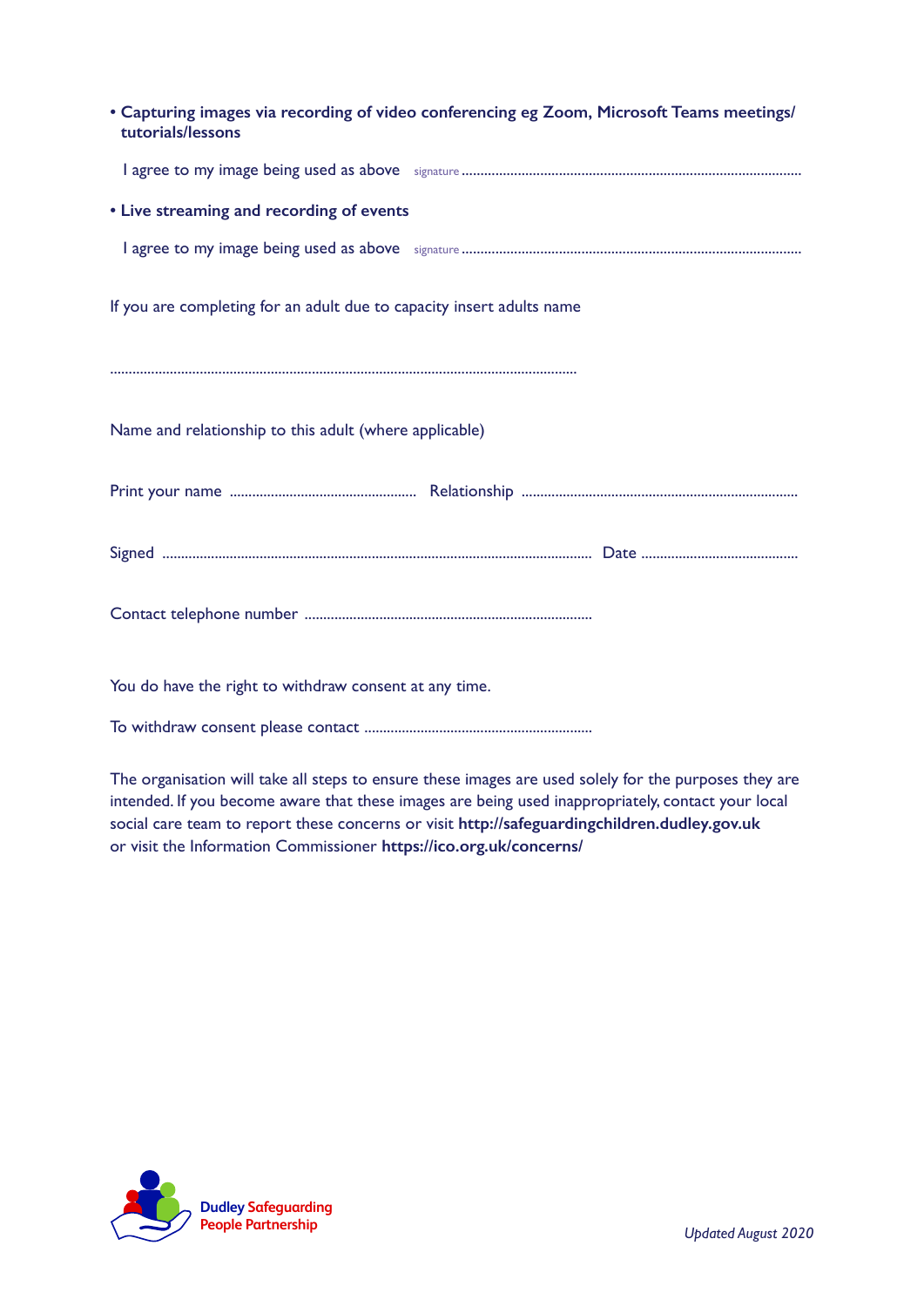- **Capturing images via recording of video conferencing eg Zoom, Microsoft Teams meetings/ tutorials/lessons**

  I agree to my image being used as above signature ..........................................................................................

- **Live streaming and recording of events**

  I agree to my image being used as above signature ..........................................................................................

If you are completing for an adult due to capacity insert adults name

............................................................................................................................

Name and relationship to this adult (where applicable)

Print your name .................................................. Relationship ..........................................................................

Signed ................................................................................................................... Date ..........................................

Contact telephone number .............................................................................

You do have the right to withdraw consent at any time.

To withdraw consent please contact .............................................................

The organisation will take all steps to ensure these images are used solely for the purposes they are intended. If you become aware that these images are being used inappropriately, contact your local social care team to report these concerns or visit **http://safeguardingchildren.dudley.gov.uk** or visit the Information Commissioner **https://ico.org.uk/concerns/**

Dudley Safeguarding People Partnership

*Updated August 2020*